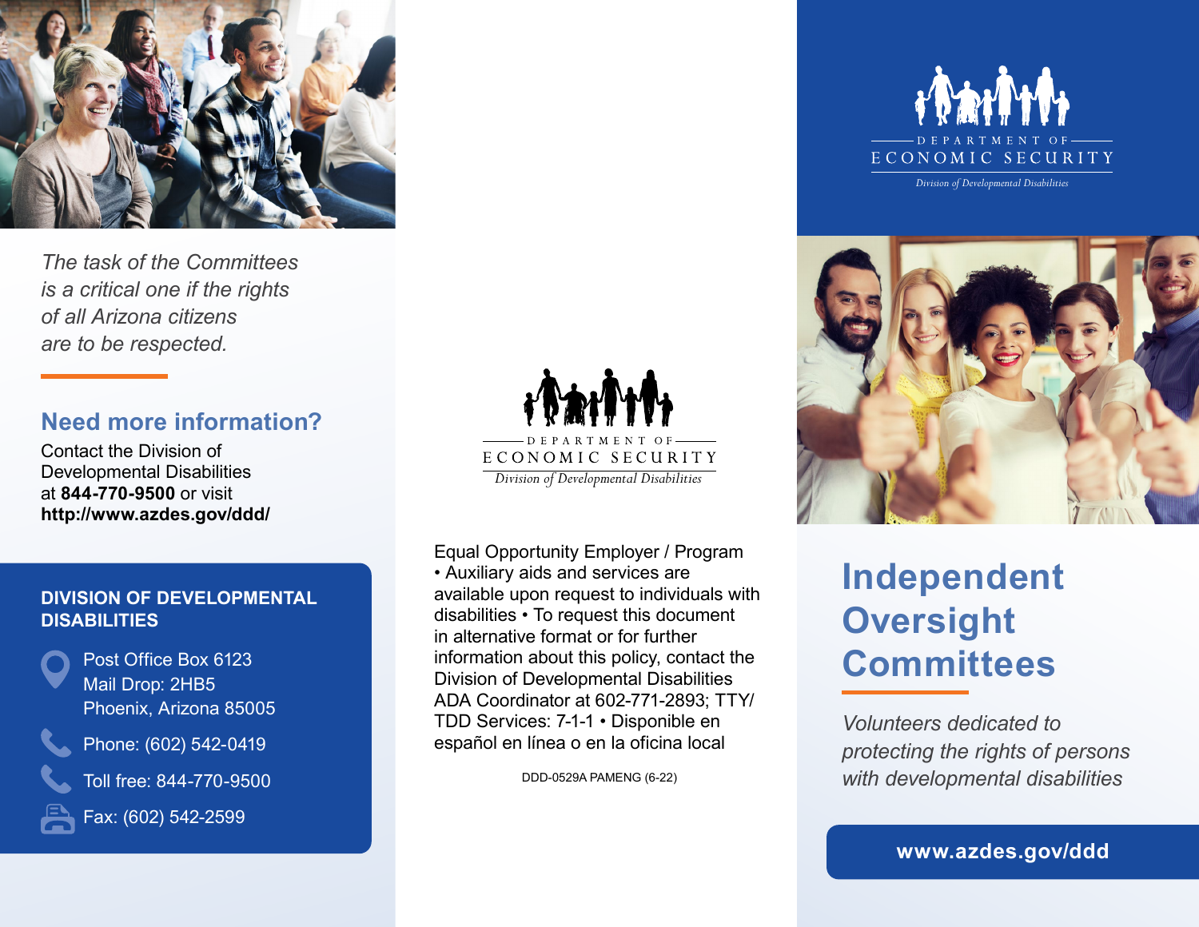*The task of the Committees is a critical one if the rights of all Arizona citizens are to be respected.*

## Need more information?

Contact the Division of Developmental Disabilities at **844-770-9500** or visit **http://www.azdes.gov/ddd/**

**DIVISION OF DEVELOPMENTAL DISABILITIES**

Post Office Box 6123
Mail Drop: 2HB5
Phoenix, Arizona 85005

Phone: (602) 542-0419

Toll free: 844-770-9500

Fax: (602) 542-2599

DEPARTMENT OF ECONOMIC SECURITY
*Division of Developmental Disabilities*

Equal Opportunity Employer / Program • Auxiliary aids and services are available upon request to individuals with disabilities • To request this document in alternative format or for further information about this policy, contact the Division of Developmental Disabilities ADA Coordinator at 602-771-2893; TTY/TDD Services: 7-1-1 • Disponible en español en línea o en la oficina local

DDD-0529A PAMENG (6-22)

DEPARTMENT OF ECONOMIC SECURITY
*Division of Developmental Disabilities*

# Independent Oversight Committees

*Volunteers dedicated to protecting the rights of persons with developmental disabilities*

**www.azdes.gov/ddd**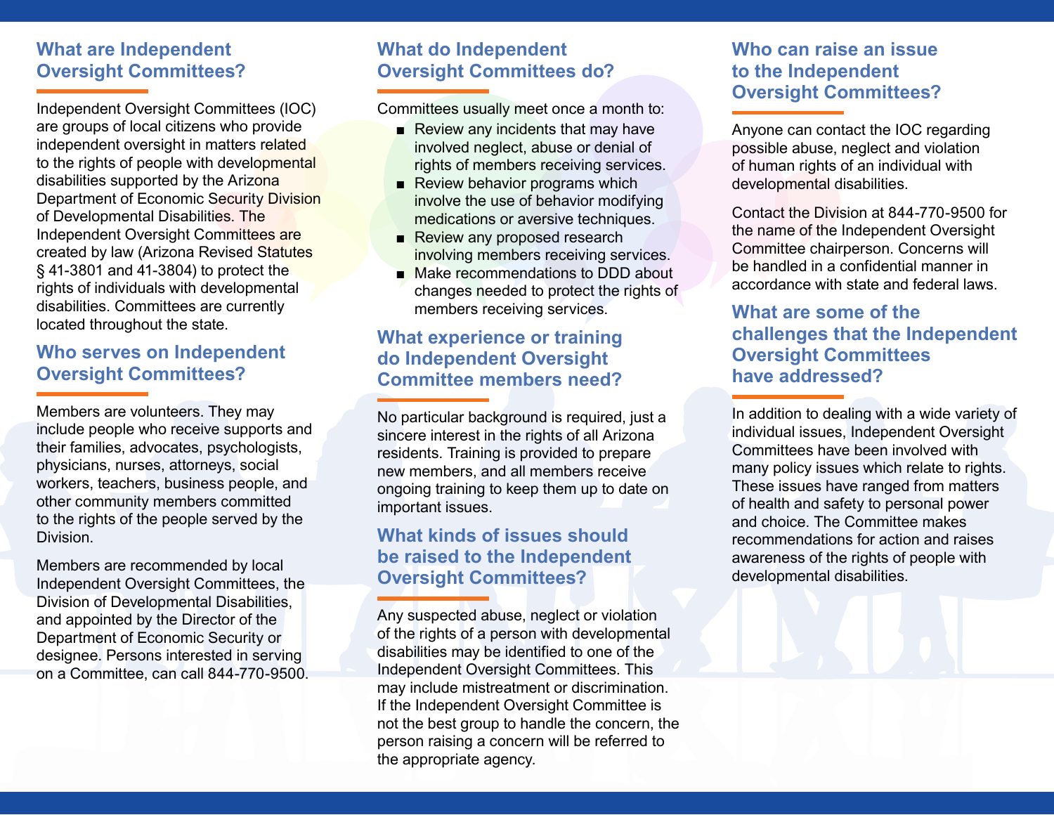## What are Independent Oversight Committees?

Independent Oversight Committees (IOC) are groups of local citizens who provide independent oversight in matters related to the rights of people with developmental disabilities supported by the Arizona Department of Economic Security Division of Developmental Disabilities. The Independent Oversight Committees are created by law (Arizona Revised Statutes § 41-3801 and 41-3804) to protect the rights of individuals with developmental disabilities. Committees are currently located throughout the state.

## Who serves on Independent Oversight Committees?

Members are volunteers. They may include people who receive supports and their families, advocates, psychologists, physicians, nurses, attorneys, social workers, teachers, business people, and other community members committed to the rights of the people served by the Division.

Members are recommended by local Independent Oversight Committees, the Division of Developmental Disabilities, and appointed by the Director of the Department of Economic Security or designee. Persons interested in serving on a Committee, can call 844-770-9500.

## What do Independent Oversight Committees do?

Committees usually meet once a month to:

- Review any incidents that may have involved neglect, abuse or denial of rights of members receiving services.
- Review behavior programs which involve the use of behavior modifying medications or aversive techniques.
- Review any proposed research involving members receiving services.
- Make recommendations to DDD about changes needed to protect the rights of members receiving services.

## What experience or training do Independent Oversight Committee members need?

No particular background is required, just a sincere interest in the rights of all Arizona residents. Training is provided to prepare new members, and all members receive ongoing training to keep them up to date on important issues.

## What kinds of issues should be raised to the Independent Oversight Committees?

Any suspected abuse, neglect or violation of the rights of a person with developmental disabilities may be identified to one of the Independent Oversight Committees. This may include mistreatment or discrimination. If the Independent Oversight Committee is not the best group to handle the concern, the person raising a concern will be referred to the appropriate agency.

## Who can raise an issue to the Independent Oversight Committees?

Anyone can contact the IOC regarding possible abuse, neglect and violation of human rights of an individual with developmental disabilities.

Contact the Division at 844-770-9500 for the name of the Independent Oversight Committee chairperson. Concerns will be handled in a confidential manner in accordance with state and federal laws.

## What are some of the challenges that the Independent Oversight Committees have addressed?

In addition to dealing with a wide variety of individual issues, Independent Oversight Committees have been involved with many policy issues which relate to rights. These issues have ranged from matters of health and safety to personal power and choice. The Committee makes recommendations for action and raises awareness of the rights of people with developmental disabilities.